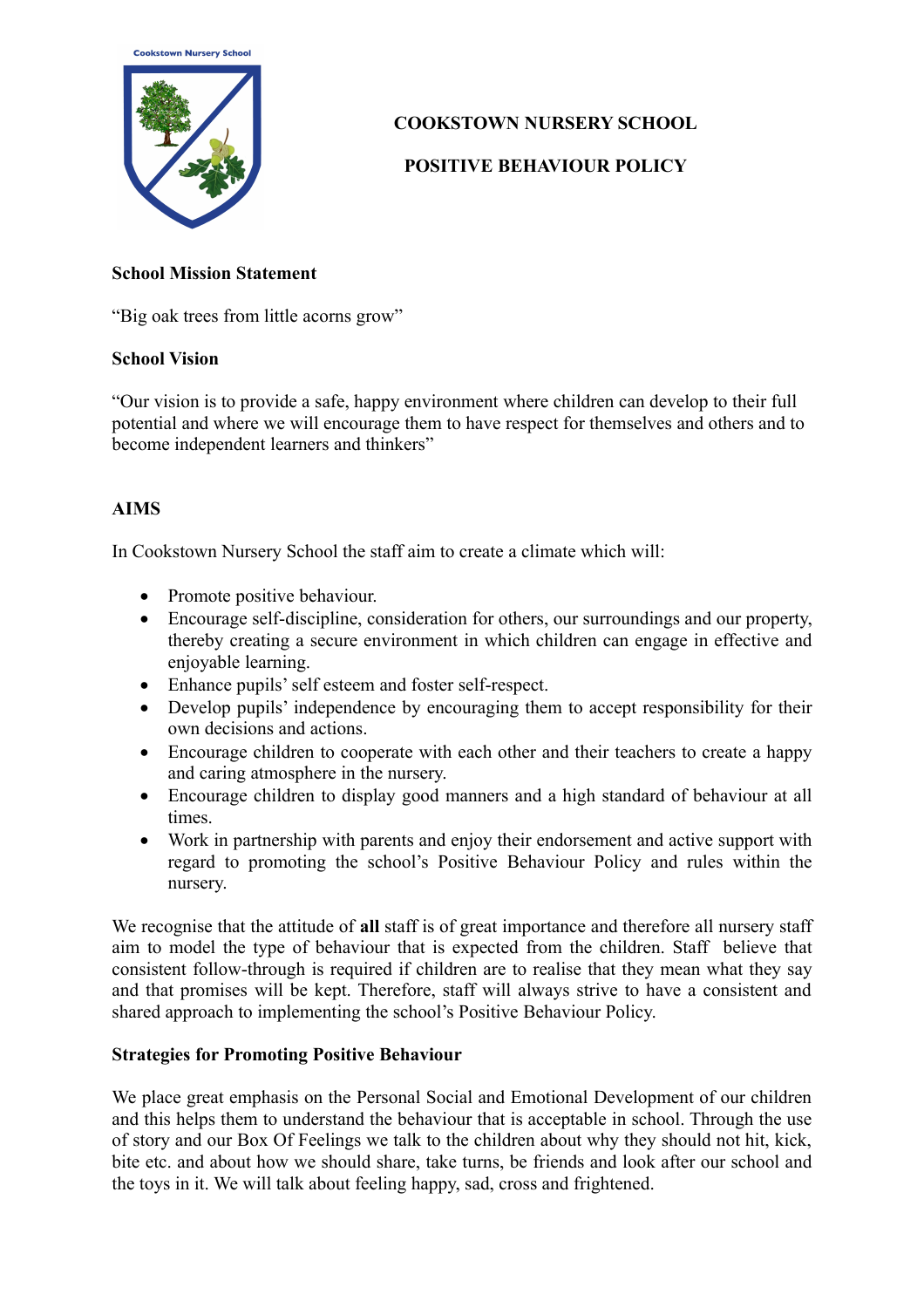# COOKSTOWN NURSERY SCHOOL

## POSITIVE BEHAVIOUR POLICY

**School Mission Statement**

"Big oak trees from little acorns grow"

**School Vision**

"Our vision is to provide a safe, happy environment where children can develop to their full potential and where we will encourage them to have respect for themselves and others and to become independent learners and thinkers"

**AIMS**

In Cookstown Nursery School the staff aim to create a climate which will:

- Promote positive behaviour.
- Encourage self-discipline, consideration for others, our surroundings and our property, thereby creating a secure environment in which children can engage in effective and enjoyable learning.
- Enhance pupils' self esteem and foster self-respect.
- Develop pupils' independence by encouraging them to accept responsibility for their own decisions and actions.
- Encourage children to cooperate with each other and their teachers to create a happy and caring atmosphere in the nursery.
- Encourage children to display good manners and a high standard of behaviour at all times.
- Work in partnership with parents and enjoy their endorsement and active support with regard to promoting the school's Positive Behaviour Policy and rules within the nursery.

We recognise that the attitude of **all** staff is of great importance and therefore all nursery staff aim to model the type of behaviour that is expected from the children. Staff believe that consistent follow-through is required if children are to realise that they mean what they say and that promises will be kept. Therefore, staff will always strive to have a consistent and shared approach to implementing the school's Positive Behaviour Policy.

**Strategies for Promoting Positive Behaviour**

We place great emphasis on the Personal Social and Emotional Development of our children and this helps them to understand the behaviour that is acceptable in school. Through the use of story and our Box Of Feelings we talk to the children about why they should not hit, kick, bite etc. and about how we should share, take turns, be friends and look after our school and the toys in it. We will talk about feeling happy, sad, cross and frightened.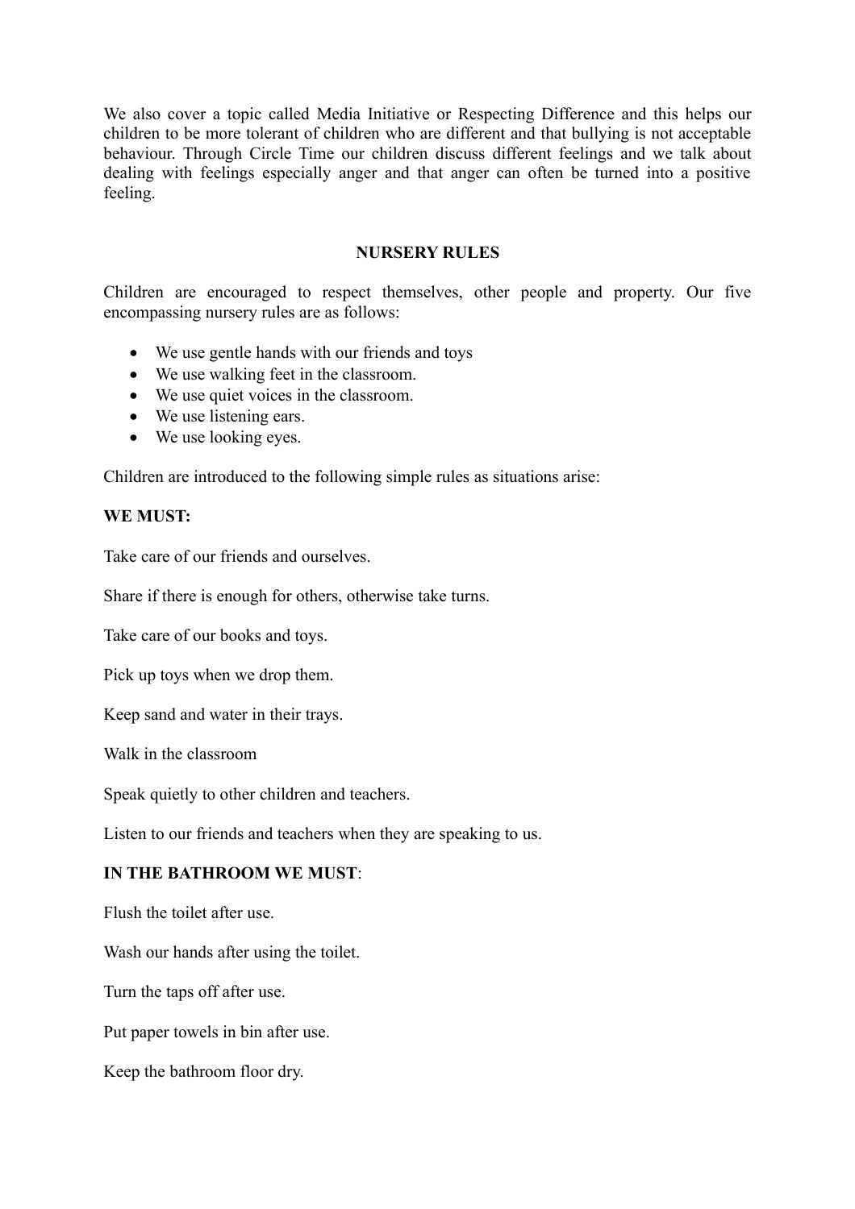We also cover a topic called Media Initiative or Respecting Difference and this helps our children to be more tolerant of children who are different and that bullying is not acceptable behaviour. Through Circle Time our children discuss different feelings and we talk about dealing with feelings especially anger and that anger can often be turned into a positive feeling.

## NURSERY RULES

Children are encouraged to respect themselves, other people and property. Our five encompassing nursery rules are as follows:

- We use gentle hands with our friends and toys
- We use walking feet in the classroom.
- We use quiet voices in the classroom.
- We use listening ears.
- We use looking eyes.

Children are introduced to the following simple rules as situations arise:

**WE MUST:**

Take care of our friends and ourselves.

Share if there is enough for others, otherwise take turns.

Take care of our books and toys.

Pick up toys when we drop them.

Keep sand and water in their trays.

Walk in the classroom

Speak quietly to other children and teachers.

Listen to our friends and teachers when they are speaking to us.

**IN THE BATHROOM WE MUST**:

Flush the toilet after use.

Wash our hands after using the toilet.

Turn the taps off after use.

Put paper towels in bin after use.

Keep the bathroom floor dry.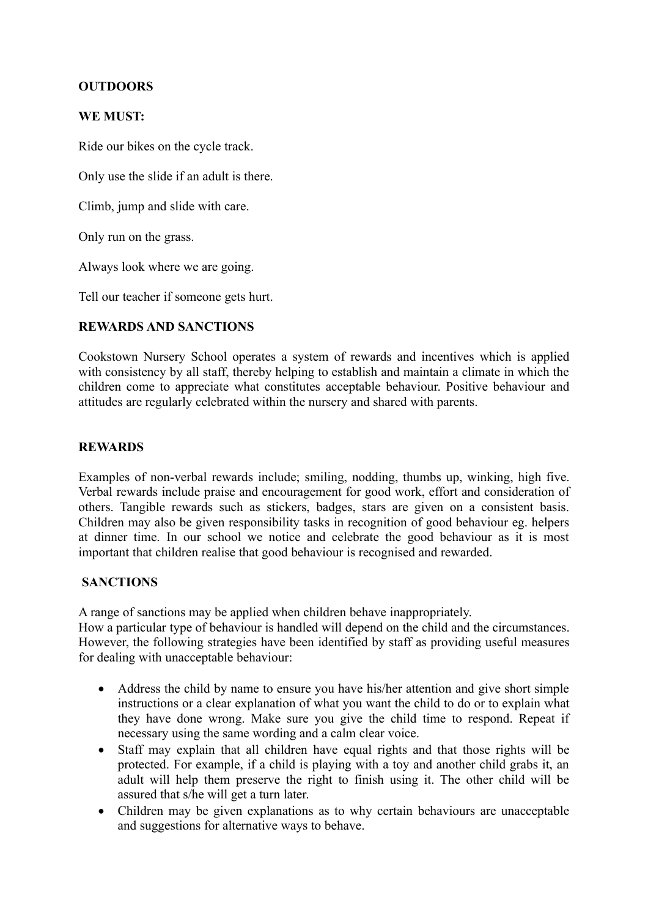**OUTDOORS**

**WE MUST:**

Ride our bikes on the cycle track.

Only use the slide if an adult is there.

Climb, jump and slide with care.

Only run on the grass.

Always look where we are going.

Tell our teacher if someone gets hurt.

**REWARDS AND SANCTIONS**

Cookstown Nursery School operates a system of rewards and incentives which is applied with consistency by all staff, thereby helping to establish and maintain a climate in which the children come to appreciate what constitutes acceptable behaviour. Positive behaviour and attitudes are regularly celebrated within the nursery and shared with parents.

**REWARDS**

Examples of non-verbal rewards include; smiling, nodding, thumbs up, winking, high five. Verbal rewards include praise and encouragement for good work, effort and consideration of others. Tangible rewards such as stickers, badges, stars are given on a consistent basis. Children may also be given responsibility tasks in recognition of good behaviour eg. helpers at dinner time. In our school we notice and celebrate the good behaviour as it is most important that children realise that good behaviour is recognised and rewarded.

**SANCTIONS**

A range of sanctions may be applied when children behave inappropriately.
How a particular type of behaviour is handled will depend on the child and the circumstances. However, the following strategies have been identified by staff as providing useful measures for dealing with unacceptable behaviour:

- Address the child by name to ensure you have his/her attention and give short simple instructions or a clear explanation of what you want the child to do or to explain what they have done wrong. Make sure you give the child time to respond. Repeat if necessary using the same wording and a calm clear voice.
- Staff may explain that all children have equal rights and that those rights will be protected. For example, if a child is playing with a toy and another child grabs it, an adult will help them preserve the right to finish using it. The other child will be assured that s/he will get a turn later.
- Children may be given explanations as to why certain behaviours are unacceptable and suggestions for alternative ways to behave.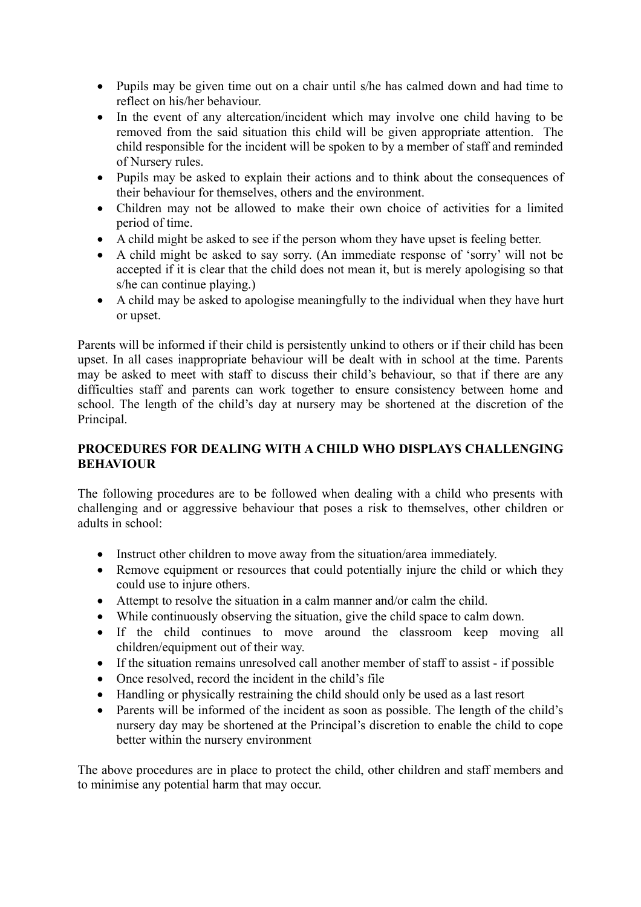- Pupils may be given time out on a chair until s/he has calmed down and had time to reflect on his/her behaviour.
- In the event of any altercation/incident which may involve one child having to be removed from the said situation this child will be given appropriate attention. The child responsible for the incident will be spoken to by a member of staff and reminded of Nursery rules.
- Pupils may be asked to explain their actions and to think about the consequences of their behaviour for themselves, others and the environment.
- Children may not be allowed to make their own choice of activities for a limited period of time.
- A child might be asked to see if the person whom they have upset is feeling better.
- A child might be asked to say sorry. (An immediate response of 'sorry' will not be accepted if it is clear that the child does not mean it, but is merely apologising so that s/he can continue playing.)
- A child may be asked to apologise meaningfully to the individual when they have hurt or upset.

Parents will be informed if their child is persistently unkind to others or if their child has been upset. In all cases inappropriate behaviour will be dealt with in school at the time. Parents may be asked to meet with staff to discuss their child's behaviour, so that if there are any difficulties staff and parents can work together to ensure consistency between home and school. The length of the child's day at nursery may be shortened at the discretion of the Principal.

**PROCEDURES FOR DEALING WITH A CHILD WHO DISPLAYS CHALLENGING BEHAVIOUR**

The following procedures are to be followed when dealing with a child who presents with challenging and or aggressive behaviour that poses a risk to themselves, other children or adults in school:

- Instruct other children to move away from the situation/area immediately.
- Remove equipment or resources that could potentially injure the child or which they could use to injure others.
- Attempt to resolve the situation in a calm manner and/or calm the child.
- While continuously observing the situation, give the child space to calm down.
- If the child continues to move around the classroom keep moving all children/equipment out of their way.
- If the situation remains unresolved call another member of staff to assist - if possible
- Once resolved, record the incident in the child's file
- Handling or physically restraining the child should only be used as a last resort
- Parents will be informed of the incident as soon as possible. The length of the child's nursery day may be shortened at the Principal's discretion to enable the child to cope better within the nursery environment

The above procedures are in place to protect the child, other children and staff members and to minimise any potential harm that may occur.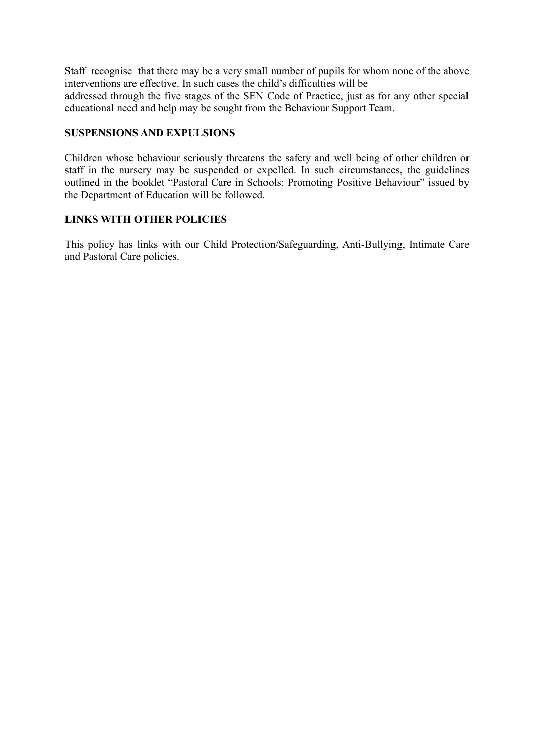Staff recognise that there may be a very small number of pupils for whom none of the above interventions are effective. In such cases the child's difficulties will be addressed through the five stages of the SEN Code of Practice, just as for any other special educational need and help may be sought from the Behaviour Support Team.

**SUSPENSIONS AND EXPULSIONS**

Children whose behaviour seriously threatens the safety and well being of other children or staff in the nursery may be suspended or expelled. In such circumstances, the guidelines outlined in the booklet "Pastoral Care in Schools: Promoting Positive Behaviour" issued by the Department of Education will be followed.

**LINKS WITH OTHER POLICIES**

This policy has links with our Child Protection/Safeguarding, Anti-Bullying, Intimate Care and Pastoral Care policies.